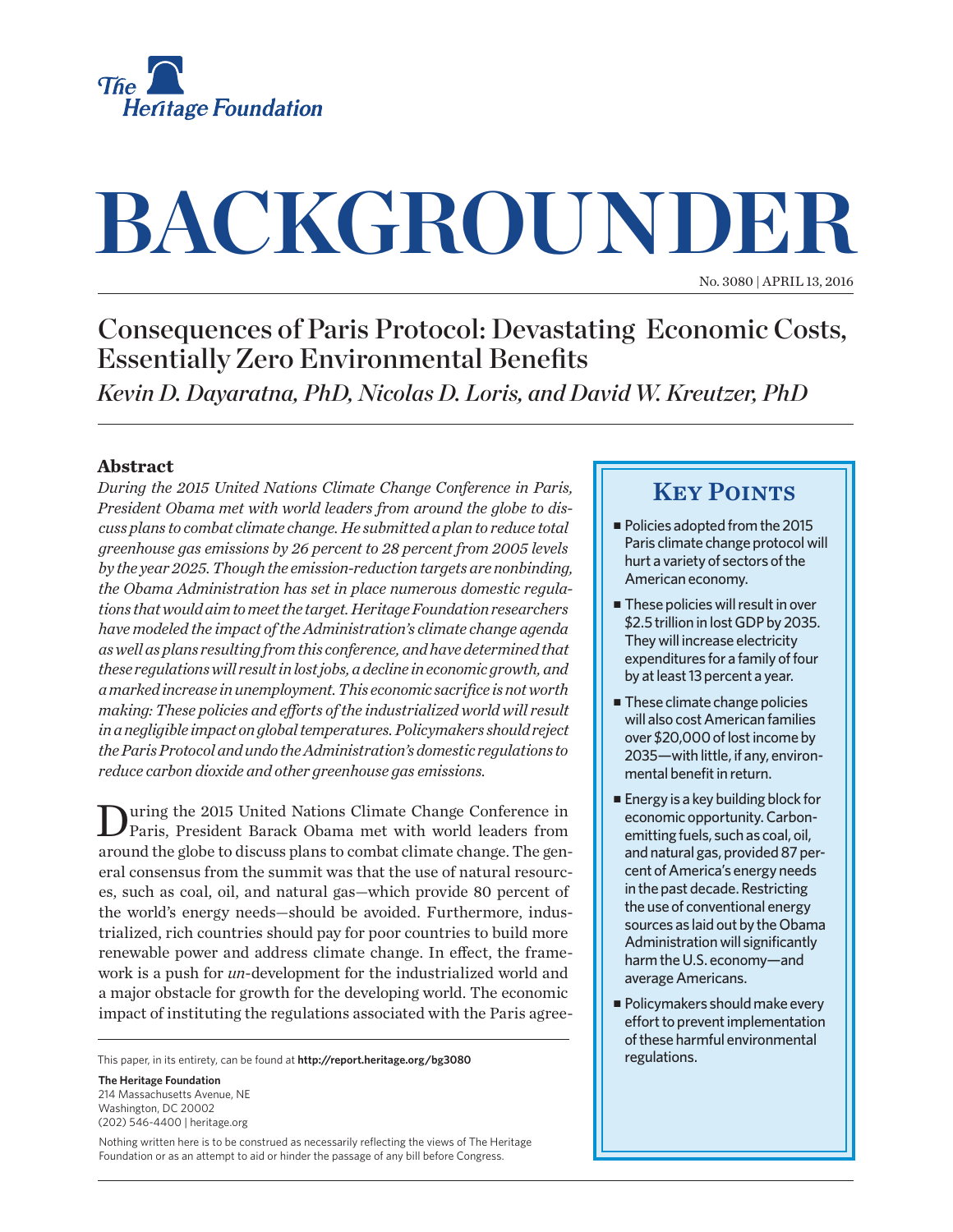The Heritage Foundation

# BACKGROUNDER

No. 3080 | APRIL 13, 2016

## Consequences of Paris Protocol: Devastating Economic Costs, Essentially Zero Environmental Benefits

*Kevin D. Dayaratna, PhD, Nicolas D. Loris, and David W. Kreutzer, PhD*

### Abstract

*During the 2015 United Nations Climate Change Conference in Paris, President Obama met with world leaders from around the globe to discuss plans to combat climate change. He submitted a plan to reduce total greenhouse gas emissions by 26 percent to 28 percent from 2005 levels by the year 2025. Though the emission-reduction targets are nonbinding, the Obama Administration has set in place numerous domestic regulations that would aim to meet the target. Heritage Foundation researchers have modeled the impact of the Administration's climate change agenda as well as plans resulting from this conference, and have determined that these regulations will result in lost jobs, a decline in economic growth, and a marked increase in unemployment. This economic sacrifice is not worth making: These policies and efforts of the industrialized world will result in a negligible impact on global temperatures. Policymakers should reject the Paris Protocol and undo the Administration's domestic regulations to reduce carbon dioxide and other greenhouse gas emissions.*

During the 2015 United Nations Climate Change Conference in Paris, President Barack Obama met with world leaders from around the globe to discuss plans to combat climate change. The general consensus from the summit was that the use of natural resources, such as coal, oil, and natural gas—which provide 80 percent of the world's energy needs—should be avoided. Furthermore, industrialized, rich countries should pay for poor countries to build more renewable power and address climate change. In effect, the framework is a push for *un*-development for the industrialized world and a major obstacle for growth for the developing world. The economic impact of instituting the regulations associated with the Paris agree-

### Key Points

- Policies adopted from the 2015 Paris climate change protocol will hurt a variety of sectors of the American economy.
- These policies will result in over $2.5 trillion in lost GDP by 2035. They will increase electricity expenditures for a family of four by at least 13 percent a year.
- These climate change policies will also cost American families over $20,000 of lost income by 2035—with little, if any, environmental benefit in return.
- Energy is a key building block for economic opportunity. Carbon-emitting fuels, such as coal, oil, and natural gas, provided 87 percent of America's energy needs in the past decade. Restricting the use of conventional energy sources as laid out by the Obama Administration will significantly harm the U.S. economy—and average Americans.
- Policymakers should make every effort to prevent implementation of these harmful environmental regulations.

This paper, in its entirety, can be found at **http://report.heritage.org/bg3080**

**The Heritage Foundation**
214 Massachusetts Avenue, NE
Washington, DC 20002
(202) 546-4400 | heritage.org

Nothing written here is to be construed as necessarily reflecting the views of The Heritage Foundation or as an attempt to aid or hinder the passage of any bill before Congress.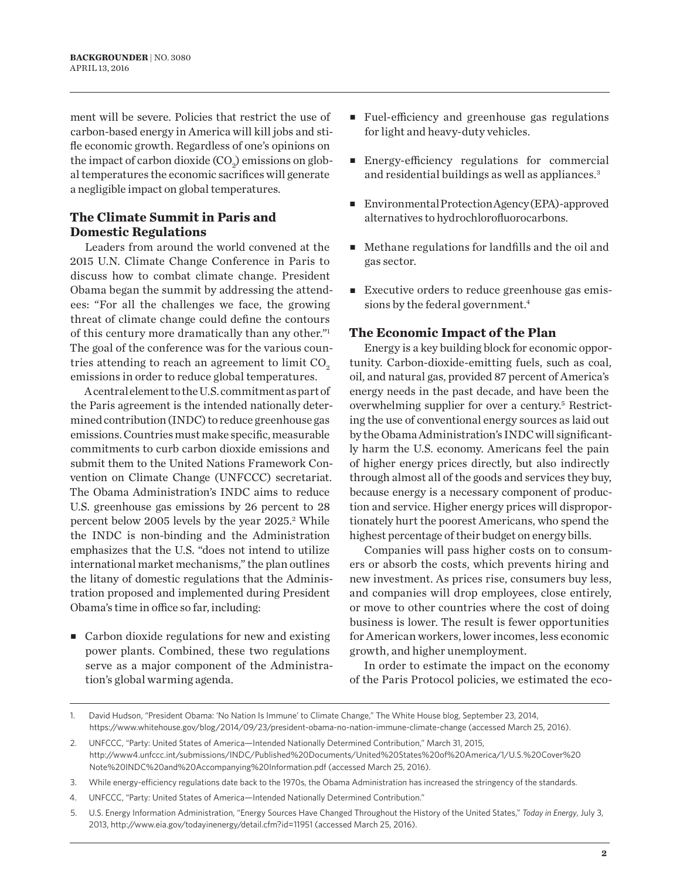ment will be severe. Policies that restrict the use of carbon-based energy in America will kill jobs and stifle economic growth. Regardless of one's opinions on the impact of carbon dioxide ($CO_2$) emissions on global temperatures the economic sacrifices will generate a negligible impact on global temperatures.

## The Climate Summit in Paris and Domestic Regulations

Leaders from around the world convened at the 2015 U.N. Climate Change Conference in Paris to discuss how to combat climate change. President Obama began the summit by addressing the attendees: "For all the challenges we face, the growing threat of climate change could define the contours of this century more dramatically than any other."[1] The goal of the conference was for the various countries attending to reach an agreement to limit $CO_2$ emissions in order to reduce global temperatures.

A central element to the U.S. commitment as part of the Paris agreement is the intended nationally determined contribution (INDC) to reduce greenhouse gas emissions. Countries must make specific, measurable commitments to curb carbon dioxide emissions and submit them to the United Nations Framework Convention on Climate Change (UNFCCC) secretariat. The Obama Administration's INDC aims to reduce U.S. greenhouse gas emissions by 26 percent to 28 percent below 2005 levels by the year 2025.[2] While the INDC is non-binding and the Administration emphasizes that the U.S. "does not intend to utilize international market mechanisms," the plan outlines the litany of domestic regulations that the Administration proposed and implemented during President Obama's time in office so far, including:

- Carbon dioxide regulations for new and existing power plants. Combined, these two regulations serve as a major component of the Administration's global warming agenda.
- Fuel-efficiency and greenhouse gas regulations for light and heavy-duty vehicles.
- Energy-efficiency regulations for commercial and residential buildings as well as appliances.[3]
- Environmental Protection Agency (EPA)-approved alternatives to hydrochlorofluorocarbons.
- Methane regulations for landfills and the oil and gas sector.
- Executive orders to reduce greenhouse gas emissions by the federal government.[4]

## The Economic Impact of the Plan

Energy is a key building block for economic opportunity. Carbon-dioxide-emitting fuels, such as coal, oil, and natural gas, provided 87 percent of America's energy needs in the past decade, and have been the overwhelming supplier for over a century.[5] Restricting the use of conventional energy sources as laid out by the Obama Administration's INDC will significantly harm the U.S. economy. Americans feel the pain of higher energy prices directly, but also indirectly through almost all of the goods and services they buy, because energy is a necessary component of production and service. Higher energy prices will disproportionately hurt the poorest Americans, who spend the highest percentage of their budget on energy bills.

Companies will pass higher costs on to consumers or absorb the costs, which prevents hiring and new investment. As prices rise, consumers buy less, and companies will drop employees, close entirely, or move to other countries where the cost of doing business is lower. The result is fewer opportunities for American workers, lower incomes, less economic growth, and higher unemployment.

In order to estimate the impact on the economy of the Paris Protocol policies, we estimated the eco-

---

1. David Hudson, "President Obama: 'No Nation Is Immune' to Climate Change," The White House blog, September 23, 2014, https://www.whitehouse.gov/blog/2014/09/23/president-obama-no-nation-immune-climate-change (accessed March 25, 2016).
2. UNFCCC, "Party: United States of America—Intended Nationally Determined Contribution," March 31, 2015, http://www4.unfccc.int/submissions/INDC/Published%20Documents/United%20States%20of%20America/1/U.S.%20Cover%20Note%20INDC%20and%20Accompanying%20Information.pdf (accessed March 25, 2016).
3. While energy-efficiency regulations date back to the 1970s, the Obama Administration has increased the stringency of the standards.
4. UNFCCC, "Party: United States of America—Intended Nationally Determined Contribution."
5. U.S. Energy Information Administration, "Energy Sources Have Changed Throughout the History of the United States," *Today in Energy*, July 3, 2013, http://www.eia.gov/todayinenergy/detail.cfm?id=11951 (accessed March 25, 2016).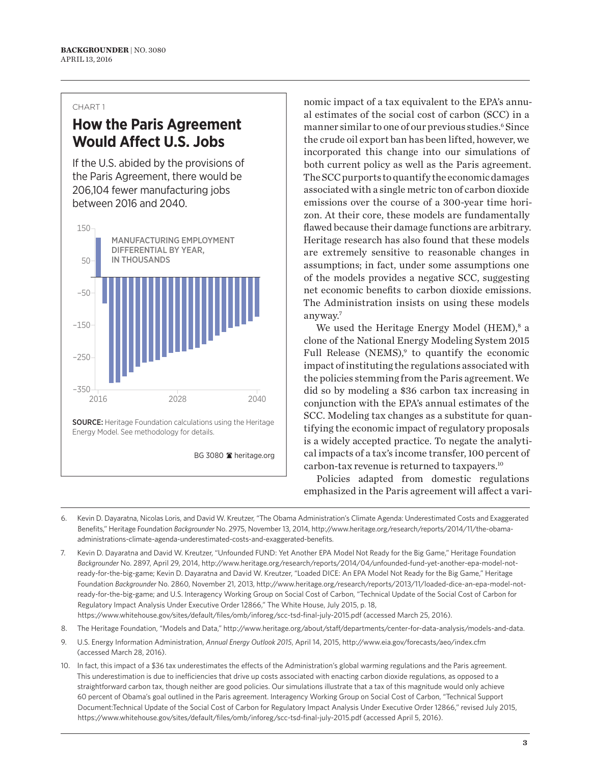CHART 1

## How the Paris Agreement Would Affect U.S. Jobs

If the U.S. abided by the provisions of the Paris Agreement, there would be 206,104 fewer manufacturing jobs between 2016 and 2040.

MANUFACTURING EMPLOYMENT DIFFERENTIAL BY YEAR, IN THOUSANDS

**SOURCE:** Heritage Foundation calculations using the Heritage Energy Model. See methodology for details.

BG 3080 heritage.org

nomic impact of a tax equivalent to the EPA's annual estimates of the social cost of carbon (SCC) in a manner similar to one of our previous studies.[6] Since the crude oil export ban has been lifted, however, we incorporated this change into our simulations of both current policy as well as the Paris agreement. The SCC purports to quantify the economic damages associated with a single metric ton of carbon dioxide emissions over the course of a 300-year time horizon. At their core, these models are fundamentally flawed because their damage functions are arbitrary. Heritage research has also found that these models are extremely sensitive to reasonable changes in assumptions; in fact, under some assumptions one of the models provides a negative SCC, suggesting net economic benefits to carbon dioxide emissions. The Administration insists on using these models anyway.[7]

We used the Heritage Energy Model (HEM),[8] a clone of the National Energy Modeling System 2015 Full Release (NEMS),[9] to quantify the economic impact of instituting the regulations associated with the policies stemming from the Paris agreement. We did so by modeling a $36 carbon tax increasing in conjunction with the EPA's annual estimates of the SCC. Modeling tax changes as a substitute for quantifying the economic impact of regulatory proposals is a widely accepted practice. To negate the analytical impacts of a tax's income transfer, 100 percent of carbon-tax revenue is returned to taxpayers.[10]

Policies adapted from domestic regulations emphasized in the Paris agreement will affect a vari-

---

6. Kevin D. Dayaratna, Nicolas Loris, and David W. Kreutzer, "The Obama Administration's Climate Agenda: Underestimated Costs and Exaggerated Benefits," Heritage Foundation *Backgrounder* No. 2975, November 13, 2014, http://www.heritage.org/research/reports/2014/11/the-obama-administrations-climate-agenda-underestimated-costs-and-exaggerated-benefits.

7. Kevin D. Dayaratna and David W. Kreutzer, "Unfounded FUND: Yet Another EPA Model Not Ready for the Big Game," Heritage Foundation *Backgrounder* No. 2897, April 29, 2014, http://www.heritage.org/research/reports/2014/04/unfounded-fund-yet-another-epa-model-not-ready-for-the-big-game; Kevin D. Dayaratna and David W. Kreutzer, "Loaded DICE: An EPA Model Not Ready for the Big Game," Heritage Foundation *Backgrounder* No. 2860, November 21, 2013, http://www.heritage.org/research/reports/2013/11/loaded-dice-an-epa-model-not-ready-for-the-big-game; and U.S. Interagency Working Group on Social Cost of Carbon, "Technical Update of the Social Cost of Carbon for Regulatory Impact Analysis Under Executive Order 12866," The White House, July 2015, p. 18, https://www.whitehouse.gov/sites/default/files/omb/inforeg/scc-tsd-final-july-2015.pdf (accessed March 25, 2016).

8. The Heritage Foundation, "Models and Data," http://www.heritage.org/about/staff/departments/center-for-data-analysis/models-and-data.

9. U.S. Energy Information Administration, *Annual Energy Outlook 2015*, April 14, 2015, http://www.eia.gov/forecasts/aeo/index.cfm (accessed March 28, 2016).

10. In fact, this impact of a $36 tax underestimates the effects of the Administration's global warming regulations and the Paris agreement. This underestimation is due to inefficiencies that drive up costs associated with enacting carbon dioxide regulations, as opposed to a straightforward carbon tax, though neither are good policies. Our simulations illustrate that a tax of this magnitude would only achieve 60 percent of Obama's goal outlined in the Paris agreement. Interagency Working Group on Social Cost of Carbon, "Technical Support Document:Technical Update of the Social Cost of Carbon for Regulatory Impact Analysis Under Executive Order 12866," revised July 2015, https://www.whitehouse.gov/sites/default/files/omb/inforeg/scc-tsd-final-july-2015.pdf (accessed April 5, 2016).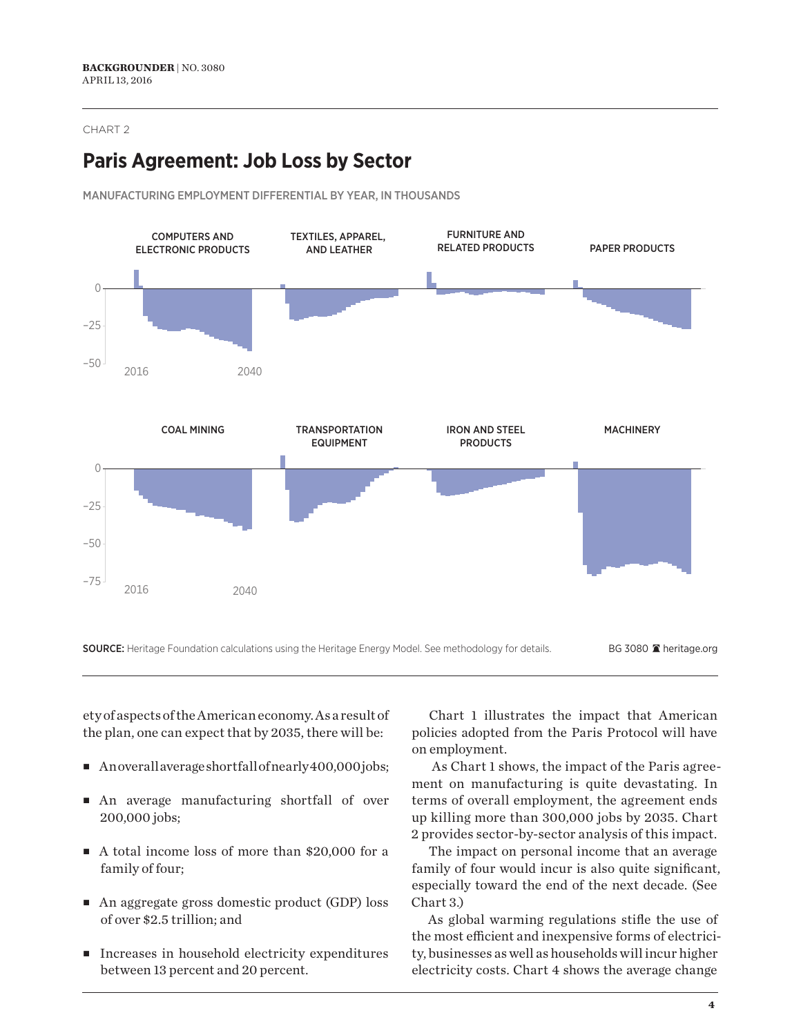CHART 2

## Paris Agreement: Job Loss by Sector

MANUFACTURING EMPLOYMENT DIFFERENTIAL BY YEAR, IN THOUSANDS

COMPUTERS AND ELECTRONIC PRODUCTS | TEXTILES, APPAREL, AND LEATHER | FURNITURE AND RELATED PRODUCTS | PAPER PRODUCTS

0, –25, –50; 2016, 2040

COAL MINING | TRANSPORTATION EQUIPMENT | IRON AND STEEL PRODUCTS | MACHINERY

0, –25, –50, –75; 2016, 2040

**SOURCE:** Heritage Foundation calculations using the Heritage Energy Model. See methodology for details.

BG 3080 heritage.org

ety of aspects of the American economy. As a result of the plan, one can expect that by 2035, there will be:

- An overall average shortfall of nearly 400,000 jobs;
- An average manufacturing shortfall of over 200,000 jobs;
- A total income loss of more than $20,000 for a family of four;
- An aggregate gross domestic product (GDP) loss of over $2.5 trillion; and
- Increases in household electricity expenditures between 13 percent and 20 percent.

Chart 1 illustrates the impact that American policies adopted from the Paris Protocol will have on employment.

As Chart 1 shows, the impact of the Paris agreement on manufacturing is quite devastating. In terms of overall employment, the agreement ends up killing more than 300,000 jobs by 2035. Chart 2 provides sector-by-sector analysis of this impact.

The impact on personal income that an average family of four would incur is also quite significant, especially toward the end of the next decade. (See Chart 3.)

As global warming regulations stifle the use of the most efficient and inexpensive forms of electricity, businesses as well as households will incur higher electricity costs. Chart 4 shows the average change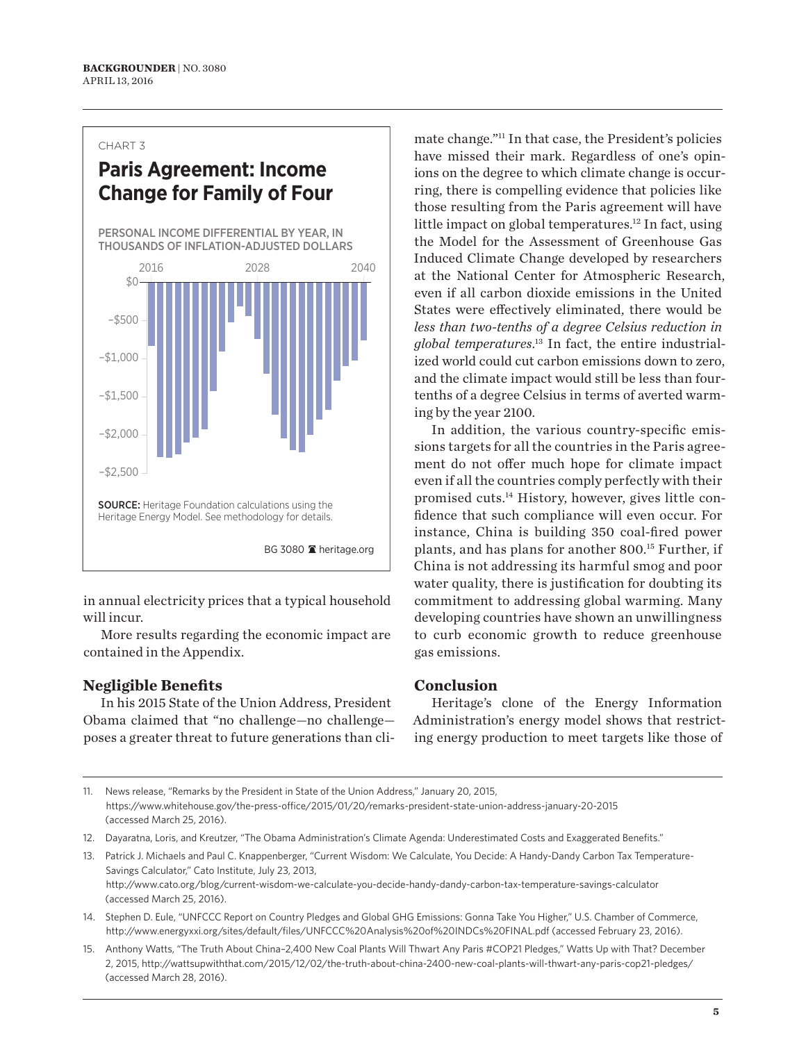CHART 3

## Paris Agreement: Income Change for Family of Four

PERSONAL INCOME DIFFERENTIAL BY YEAR, IN THOUSANDS OF INFLATION-ADJUSTED DOLLARS

**SOURCE:** Heritage Foundation calculations using the Heritage Energy Model. See methodology for details.

BG 3080 heritage.org

in annual electricity prices that a typical household will incur.

More results regarding the economic impact are contained in the Appendix.

### Negligible Benefits

In his 2015 State of the Union Address, President Obama claimed that "no challenge—no challenge—poses a greater threat to future generations than climate change."[11] In that case, the President's policies have missed their mark. Regardless of one's opinions on the degree to which climate change is occurring, there is compelling evidence that policies like those resulting from the Paris agreement will have little impact on global temperatures.[12] In fact, using the Model for the Assessment of Greenhouse Gas Induced Climate Change developed by researchers at the National Center for Atmospheric Research, even if all carbon dioxide emissions in the United States were effectively eliminated, there would be *less than two-tenths of a degree Celsius reduction in global temperatures*.[13] In fact, the entire industrialized world could cut carbon emissions down to zero, and the climate impact would still be less than four-tenths of a degree Celsius in terms of averted warming by the year 2100.

In addition, the various country-specific emissions targets for all the countries in the Paris agreement do not offer much hope for climate impact even if all the countries comply perfectly with their promised cuts.[14] History, however, gives little confidence that such compliance will even occur. For instance, China is building 350 coal-fired power plants, and has plans for another 800.[15] Further, if China is not addressing its harmful smog and poor water quality, there is justification for doubting its commitment to addressing global warming. Many developing countries have shown an unwillingness to curb economic growth to reduce greenhouse gas emissions.

### Conclusion

Heritage's clone of the Energy Information Administration's energy model shows that restricting energy production to meet targets like those of

---

11. News release, "Remarks by the President in State of the Union Address," January 20, 2015, https://www.whitehouse.gov/the-press-office/2015/01/20/remarks-president-state-union-address-january-20-2015 (accessed March 25, 2016).
12. Dayaratna, Loris, and Kreutzer, "The Obama Administration's Climate Agenda: Underestimated Costs and Exaggerated Benefits."
13. Patrick J. Michaels and Paul C. Knappenberger, "Current Wisdom: We Calculate, You Decide: A Handy-Dandy Carbon Tax Temperature-Savings Calculator," Cato Institute, July 23, 2013, http://www.cato.org/blog/current-wisdom-we-calculate-you-decide-handy-dandy-carbon-tax-temperature-savings-calculator (accessed March 25, 2016).
14. Stephen D. Eule, "UNFCCC Report on Country Pledges and Global GHG Emissions: Gonna Take You Higher," U.S. Chamber of Commerce, http://www.energyxxi.org/sites/default/files/UNFCCC%20Analysis%20of%20INDCs%20FINAL.pdf (accessed February 23, 2016).
15. Anthony Watts, "The Truth About China–2,400 New Coal Plants Will Thwart Any Paris #COP21 Pledges," Watts Up with That? December 2, 2015, http://wattsupwiththat.com/2015/12/02/the-truth-about-china-2400-new-coal-plants-will-thwart-any-paris-cop21-pledges/ (accessed March 28, 2016).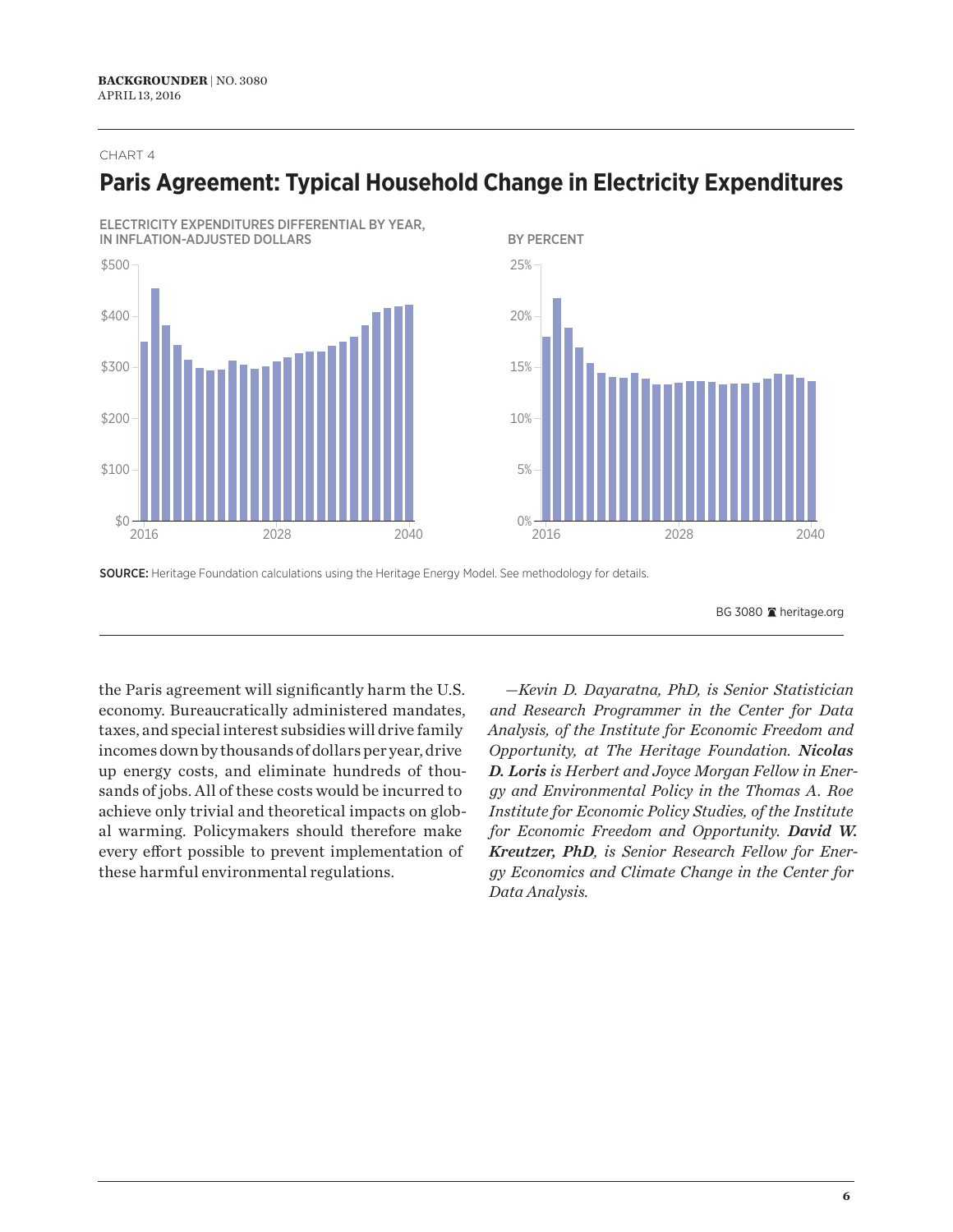CHART 4

## Paris Agreement: Typical Household Change in Electricity Expenditures

ELECTRICITY EXPENDITURES DIFFERENTIAL BY YEAR, IN INFLATION-ADJUSTED DOLLARS

BY PERCENT

**SOURCE:** Heritage Foundation calculations using the Heritage Energy Model. See methodology for details.

the Paris agreement will significantly harm the U.S. economy. Bureaucratically administered mandates, taxes, and special interest subsidies will drive family incomes down by thousands of dollars per year, drive up energy costs, and eliminate hundreds of thousands of jobs. All of these costs would be incurred to achieve only trivial and theoretical impacts on global warming. Policymakers should therefore make every effort possible to prevent implementation of these harmful environmental regulations.

*—Kevin D. Dayaratna, PhD, is Senior Statistician and Research Programmer in the Center for Data Analysis, of the Institute for Economic Freedom and Opportunity, at The Heritage Foundation.* ***Nicolas D. Loris*** *is Herbert and Joyce Morgan Fellow in Energy and Environmental Policy in the Thomas A. Roe Institute for Economic Policy Studies, of the Institute for Economic Freedom and Opportunity.* ***David W. Kreutzer, PhD,*** *is Senior Research Fellow for Energy Economics and Climate Change in the Center for Data Analysis.*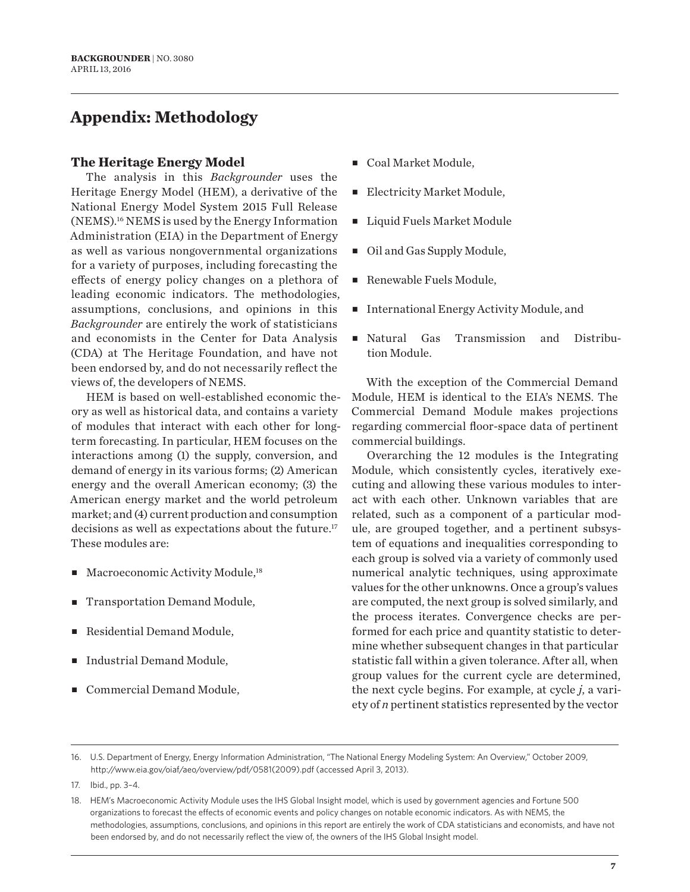# Appendix: Methodology

## The Heritage Energy Model

The analysis in this *Backgrounder* uses the Heritage Energy Model (HEM), a derivative of the National Energy Model System 2015 Full Release (NEMS).[16] NEMS is used by the Energy Information Administration (EIA) in the Department of Energy as well as various nongovernmental organizations for a variety of purposes, including forecasting the effects of energy policy changes on a plethora of leading economic indicators. The methodologies, assumptions, conclusions, and opinions in this *Backgrounder* are entirely the work of statisticians and economists in the Center for Data Analysis (CDA) at The Heritage Foundation, and have not been endorsed by, and do not necessarily reflect the views of, the developers of NEMS.

HEM is based on well-established economic theory as well as historical data, and contains a variety of modules that interact with each other for long-term forecasting. In particular, HEM focuses on the interactions among (1) the supply, conversion, and demand of energy in its various forms; (2) American energy and the overall American economy; (3) the American energy market and the world petroleum market; and (4) current production and consumption decisions as well as expectations about the future.[17] These modules are:

- Macroeconomic Activity Module,[18]
- Transportation Demand Module,
- Residential Demand Module,
- Industrial Demand Module,
- Commercial Demand Module,
- Coal Market Module,
- Electricity Market Module,
- Liquid Fuels Market Module
- Oil and Gas Supply Module,
- Renewable Fuels Module,
- International Energy Activity Module, and
- Natural Gas Transmission and Distribution Module.

With the exception of the Commercial Demand Module, HEM is identical to the EIA's NEMS. The Commercial Demand Module makes projections regarding commercial floor-space data of pertinent commercial buildings.

Overarching the 12 modules is the Integrating Module, which consistently cycles, iteratively executing and allowing these various modules to interact with each other. Unknown variables that are related, such as a component of a particular module, are grouped together, and a pertinent subsystem of equations and inequalities corresponding to each group is solved via a variety of commonly used numerical analytic techniques, using approximate values for the other unknowns. Once a group's values are computed, the next group is solved similarly, and the process iterates. Convergence checks are performed for each price and quantity statistic to determine whether subsequent changes in that particular statistic fall within a given tolerance. After all, when group values for the current cycle are determined, the next cycle begins. For example, at cycle $j$, a variety of $n$ pertinent statistics represented by the vector

---

16. U.S. Department of Energy, Energy Information Administration, "The National Energy Modeling System: An Overview," October 2009, http://www.eia.gov/oiaf/aeo/overview/pdf/0581(2009).pdf (accessed April 3, 2013).

17. Ibid., pp. 3–4.

18. HEM's Macroeconomic Activity Module uses the IHS Global Insight model, which is used by government agencies and Fortune 500 organizations to forecast the effects of economic events and policy changes on notable economic indicators. As with NEMS, the methodologies, assumptions, conclusions, and opinions in this report are entirely the work of CDA statisticians and economists, and have not been endorsed by, and do not necessarily reflect the view of, the owners of the IHS Global Insight model.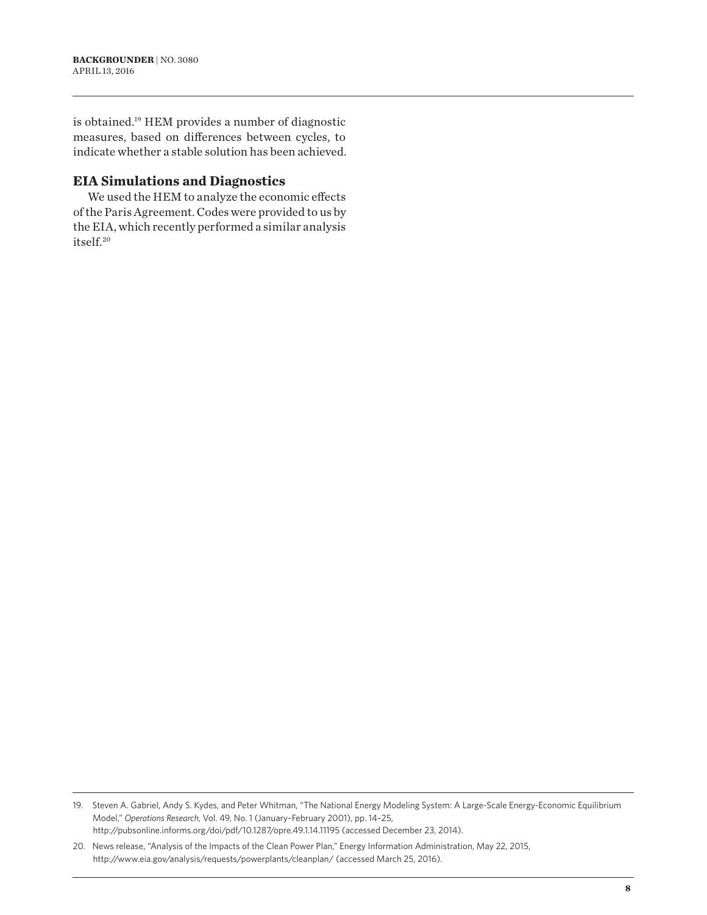is obtained.[19] HEM provides a number of diagnostic measures, based on differences between cycles, to indicate whether a stable solution has been achieved.

## EIA Simulations and Diagnostics

We used the HEM to analyze the economic effects of the Paris Agreement. Codes were provided to us by the EIA, which recently performed a similar analysis itself.[20]

19. Steven A. Gabriel, Andy S. Kydes, and Peter Whitman, "The National Energy Modeling System: A Large-Scale Energy-Economic Equilibrium Model," *Operations Research,* Vol. 49, No. 1 (January–February 2001), pp. 14–25, http://pubsonline.informs.org/doi/pdf/10.1287/opre.49.1.14.11195 (accessed December 23, 2014).

20. News release, "Analysis of the Impacts of the Clean Power Plan," Energy Information Administration, May 22, 2015, http://www.eia.gov/analysis/requests/powerplants/cleanplan/ (accessed March 25, 2016).